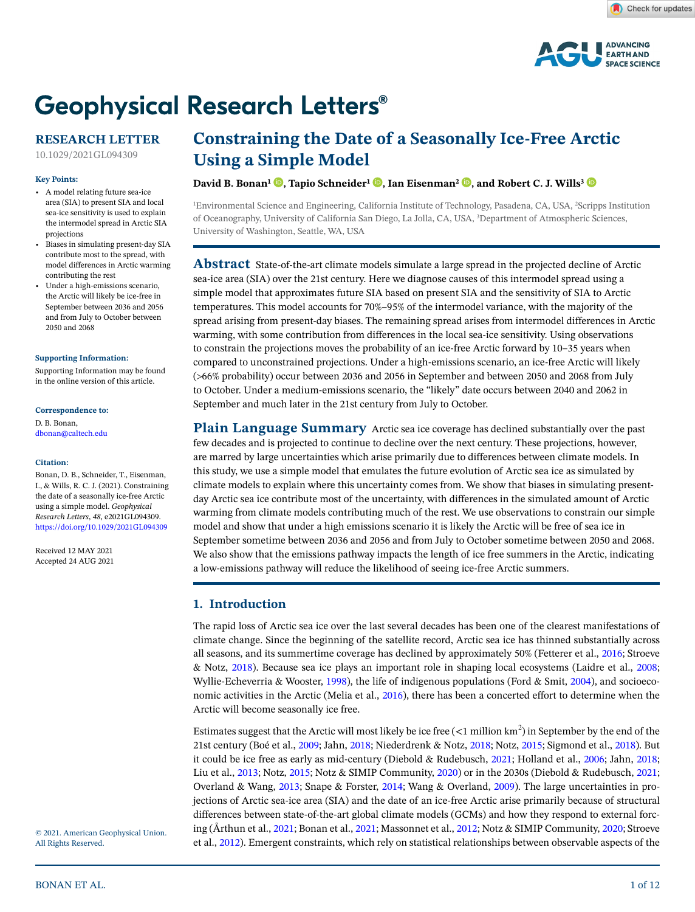# Constraining the Date of a Seasonally Ice-Free Arctic Using a Simple Model

**David B. Bonan[1], Tapio Schneider[1], Ian Eisenman[2], and Robert C. J. Wills[3]**

[1]Environmental Science and Engineering, California Institute of Technology, Pasadena, CA, USA, [2]Scripps Institution of Oceanography, University of California San Diego, La Jolla, CA, USA, [3]Department of Atmospheric Sciences, University of Washington, Seattle, WA, USA

RESEARCH LETTER

10.1029/2021GL094309

**Key Points:**

- A model relating future sea-ice area (SIA) to present SIA and local sea-ice sensitivity is used to explain the intermodel spread in Arctic SIA projections
- Biases in simulating present-day SIA contribute most to the spread, with model differences in Arctic warming contributing the rest
- Under a high-emissions scenario, the Arctic will likely be ice-free in September between 2036 and 2056 and from July to October between 2050 and 2068

**Supporting Information:**

Supporting Information may be found in the online version of this article.

**Correspondence to:**

D. B. Bonan,
dbonan@caltech.edu

**Citation:**

Bonan, D. B., Schneider, T., Eisenman, I., & Wills, R. C. J. (2021). Constraining the date of a seasonally ice-free Arctic using a simple model. *Geophysical Research Letters*, *48*, e2021GL094309. https://doi.org/10.1029/2021GL094309

Received 12 MAY 2021
Accepted 24 AUG 2021

© 2021. American Geophysical Union. All Rights Reserved.

## Abstract

State-of-the-art climate models simulate a large spread in the projected decline of Arctic sea-ice area (SIA) over the 21st century. Here we diagnose causes of this intermodel spread using a simple model that approximates future SIA based on present SIA and the sensitivity of SIA to Arctic temperatures. This model accounts for 70%–95% of the intermodel variance, with the majority of the spread arising from present-day biases. The remaining spread arises from intermodel differences in Arctic warming, with some contribution from differences in the local sea-ice sensitivity. Using observations to constrain the projections moves the probability of an ice-free Arctic forward by 10–35 years when compared to unconstrained projections. Under a high-emissions scenario, an ice-free Arctic will likely (>66% probability) occur between 2036 and 2056 in September and between 2050 and 2068 from July to October. Under a medium-emissions scenario, the "likely" date occurs between 2040 and 2062 in September and much later in the 21st century from July to October.

## Plain Language Summary

Arctic sea ice coverage has declined substantially over the past few decades and is projected to continue to decline over the next century. These projections, however, are marred by large uncertainties which arise primarily due to differences between climate models. In this study, we use a simple model that emulates the future evolution of Arctic sea ice as simulated by climate models to explain where this uncertainty comes from. We show that biases in simulating present-day Arctic sea ice contribute most of the uncertainty, with differences in the simulated amount of Arctic warming from climate models contributing much of the rest. We use observations to constrain our simple model and show that under a high emissions scenario it is likely the Arctic will be free of sea ice in September sometime between 2036 and 2056 and from July to October sometime between 2050 and 2068. We also show that the emissions pathway impacts the length of ice free summers in the Arctic, indicating a low-emissions pathway will reduce the likelihood of seeing ice-free Arctic summers.

## 1. Introduction

The rapid loss of Arctic sea ice over the last several decades has been one of the clearest manifestations of climate change. Since the beginning of the satellite record, Arctic sea ice has thinned substantially across all seasons, and its summertime coverage has declined by approximately 50% (Fetterer et al., 2016; Stroeve & Notz, 2018). Because sea ice plays an important role in shaping local ecosystems (Laidre et al., 2008; Wyllie-Echeverria & Wooster, 1998), the life of indigenous populations (Ford & Smit, 2004), and socioeconomic activities in the Arctic (Melia et al., 2016), there has been a concerted effort to determine when the Arctic will become seasonally ice free.

Estimates suggest that the Arctic will most likely be ice free (<1 million km$^2$) in September by the end of the 21st century (Boé et al., 2009; Jahn, 2018; Niederdrenk & Notz, 2018; Notz, 2015; Sigmond et al., 2018). But it could be ice free as early as mid-century (Diebold & Rudebusch, 2021; Holland et al., 2006; Jahn, 2018; Liu et al., 2013; Notz, 2015; Notz & SIMIP Community, 2020) or in the 2030s (Diebold & Rudebusch, 2021; Overland & Wang, 2013; Snape & Forster, 2014; Wang & Overland, 2009). The large uncertainties in projections of Arctic sea-ice area (SIA) and the date of an ice-free Arctic arise primarily because of structural differences between state-of-the-art global climate models (GCMs) and how they respond to external forcing (Årthun et al., 2021; Bonan et al., 2021; Massonnet et al., 2012; Notz & SIMIP Community, 2020; Stroeve et al., 2012). Emergent constraints, which rely on statistical relationships between observable aspects of the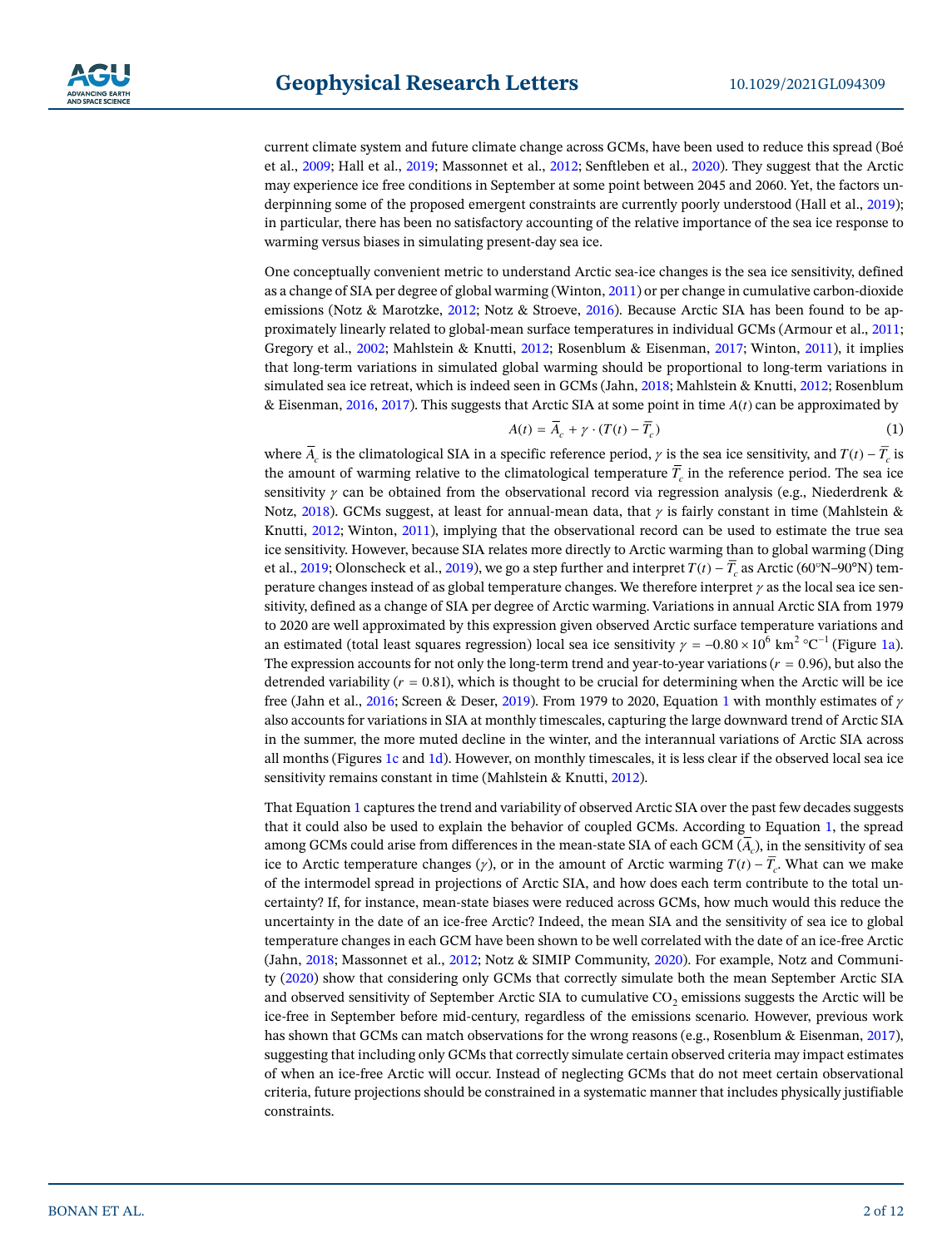current climate system and future climate change across GCMs, have been used to reduce this spread (Boé et al., 2009; Hall et al., 2019; Massonnet et al., 2012; Senftleben et al., 2020). They suggest that the Arctic may experience ice free conditions in September at some point between 2045 and 2060. Yet, the factors underpinning some of the proposed emergent constraints are currently poorly understood (Hall et al., 2019); in particular, there has been no satisfactory accounting of the relative importance of the sea ice response to warming versus biases in simulating present-day sea ice.

One conceptually convenient metric to understand Arctic sea-ice changes is the sea ice sensitivity, defined as a change of SIA per degree of global warming (Winton, 2011) or per change in cumulative carbon-dioxide emissions (Notz & Marotzke, 2012; Notz & Stroeve, 2016). Because Arctic SIA has been found to be approximately linearly related to global-mean surface temperatures in individual GCMs (Armour et al., 2011; Gregory et al., 2002; Mahlstein & Knutti, 2012; Rosenblum & Eisenman, 2017; Winton, 2011), it implies that long-term variations in simulated global warming should be proportional to long-term variations in simulated sea ice retreat, which is indeed seen in GCMs (Jahn, 2018; Mahlstein & Knutti, 2012; Rosenblum & Eisenman, 2016, 2017). This suggests that Arctic SIA at some point in time $A(t)$ can be approximated by

$$A(t) = \overline{A}_c + \gamma \cdot (T(t) - \overline{T}_c) \tag{1}$$

where $\overline{A}_c$ is the climatological SIA in a specific reference period, $\gamma$ is the sea ice sensitivity, and $T(t) - \overline{T}_c$ is the amount of warming relative to the climatological temperature $\overline{T}_c$ in the reference period. The sea ice sensitivity $\gamma$ can be obtained from the observational record via regression analysis (e.g., Niederdrenk & Notz, 2018). GCMs suggest, at least for annual-mean data, that $\gamma$ is fairly constant in time (Mahlstein & Knutti, 2012; Winton, 2011), implying that the observational record can be used to estimate the true sea ice sensitivity. However, because SIA relates more directly to Arctic warming than to global warming (Ding et al., 2019; Olonscheck et al., 2019), we go a step further and interpret $T(t) - \overline{T}_c$ as Arctic (60°N–90°N) temperature changes instead of as global temperature changes. We therefore interpret $\gamma$ as the local sea ice sensitivity, defined as a change of SIA per degree of Arctic warming. Variations in annual Arctic SIA from 1979 to 2020 are well approximated by this expression given observed Arctic surface temperature variations and an estimated (total least squares regression) local sea ice sensitivity $\gamma = -0.80 \times 10^6$ km$^2$ °C$^{-1}$ (Figure 1a). The expression accounts for not only the long-term trend and year-to-year variations ($r = 0.96$), but also the detrended variability ($r = 0.81$), which is thought to be crucial for determining when the Arctic will be ice free (Jahn et al., 2016; Screen & Deser, 2019). From 1979 to 2020, Equation 1 with monthly estimates of $\gamma$ also accounts for variations in SIA at monthly timescales, capturing the large downward trend of Arctic SIA in the summer, the more muted decline in the winter, and the interannual variations of Arctic SIA across all months (Figures 1c and 1d). However, on monthly timescales, it is less clear if the observed local sea ice sensitivity remains constant in time (Mahlstein & Knutti, 2012).

That Equation 1 captures the trend and variability of observed Arctic SIA over the past few decades suggests that it could also be used to explain the behavior of coupled GCMs. According to Equation 1, the spread among GCMs could arise from differences in the mean-state SIA of each GCM ($\overline{A}_c$), in the sensitivity of sea ice to Arctic temperature changes ($\gamma$), or in the amount of Arctic warming $T(t) - \overline{T}_c$. What can we make of the intermodel spread in projections of Arctic SIA, and how does each term contribute to the total uncertainty? If, for instance, mean-state biases were reduced across GCMs, how much would this reduce the uncertainty in the date of an ice-free Arctic? Indeed, the mean SIA and the sensitivity of sea ice to global temperature changes in each GCM have been shown to be well correlated with the date of an ice-free Arctic (Jahn, 2018; Massonnet et al., 2012; Notz & SIMIP Community, 2020). For example, Notz and Community (2020) show that considering only GCMs that correctly simulate both the mean September Arctic SIA and observed sensitivity of September Arctic SIA to cumulative $CO_2$ emissions suggests the Arctic will be ice-free in September before mid-century, regardless of the emissions scenario. However, previous work has shown that GCMs can match observations for the wrong reasons (e.g., Rosenblum & Eisenman, 2017), suggesting that including only GCMs that correctly simulate certain observed criteria may impact estimates of when an ice-free Arctic will occur. Instead of neglecting GCMs that do not meet certain observational criteria, future projections should be constrained in a systematic manner that includes physically justifiable constraints.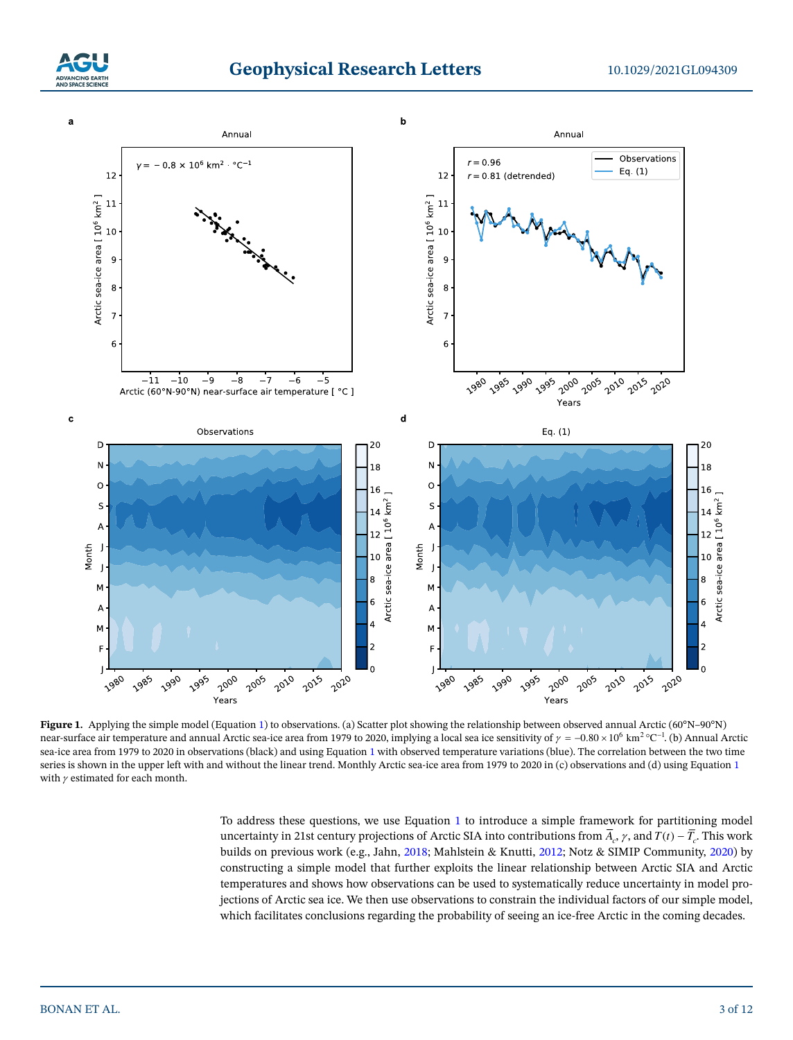**Figure 1.** Applying the simple model (Equation 1) to observations. (a) Scatter plot showing the relationship between observed annual Arctic (60°N–90°N) near-surface air temperature and annual Arctic sea-ice area from 1979 to 2020, implying a local sea ice sensitivity of $\gamma = -0.80 \times 10^6$ km$^2$ °C$^{-1}$. (b) Annual Arctic sea-ice area from 1979 to 2020 in observations (black) and using Equation 1 with observed temperature variations (blue). The correlation between the two time series is shown in the upper left with and without the linear trend. Monthly Arctic sea-ice area from 1979 to 2020 in (c) observations and (d) using Equation 1 with $\gamma$ estimated for each month.

To address these questions, we use Equation 1 to introduce a simple framework for partitioning model uncertainty in 21st century projections of Arctic SIA into contributions from $\overline{A}_c$, $\gamma$, and $T(t) - \overline{T}_c$. This work builds on previous work (e.g., Jahn, 2018; Mahlstein & Knutti, 2012; Notz & SIMIP Community, 2020) by constructing a simple model that further exploits the linear relationship between Arctic SIA and Arctic temperatures and shows how observations can be used to systematically reduce uncertainty in model projections of Arctic sea ice. We then use observations to constrain the individual factors of our simple model, which facilitates conclusions regarding the probability of seeing an ice-free Arctic in the coming decades.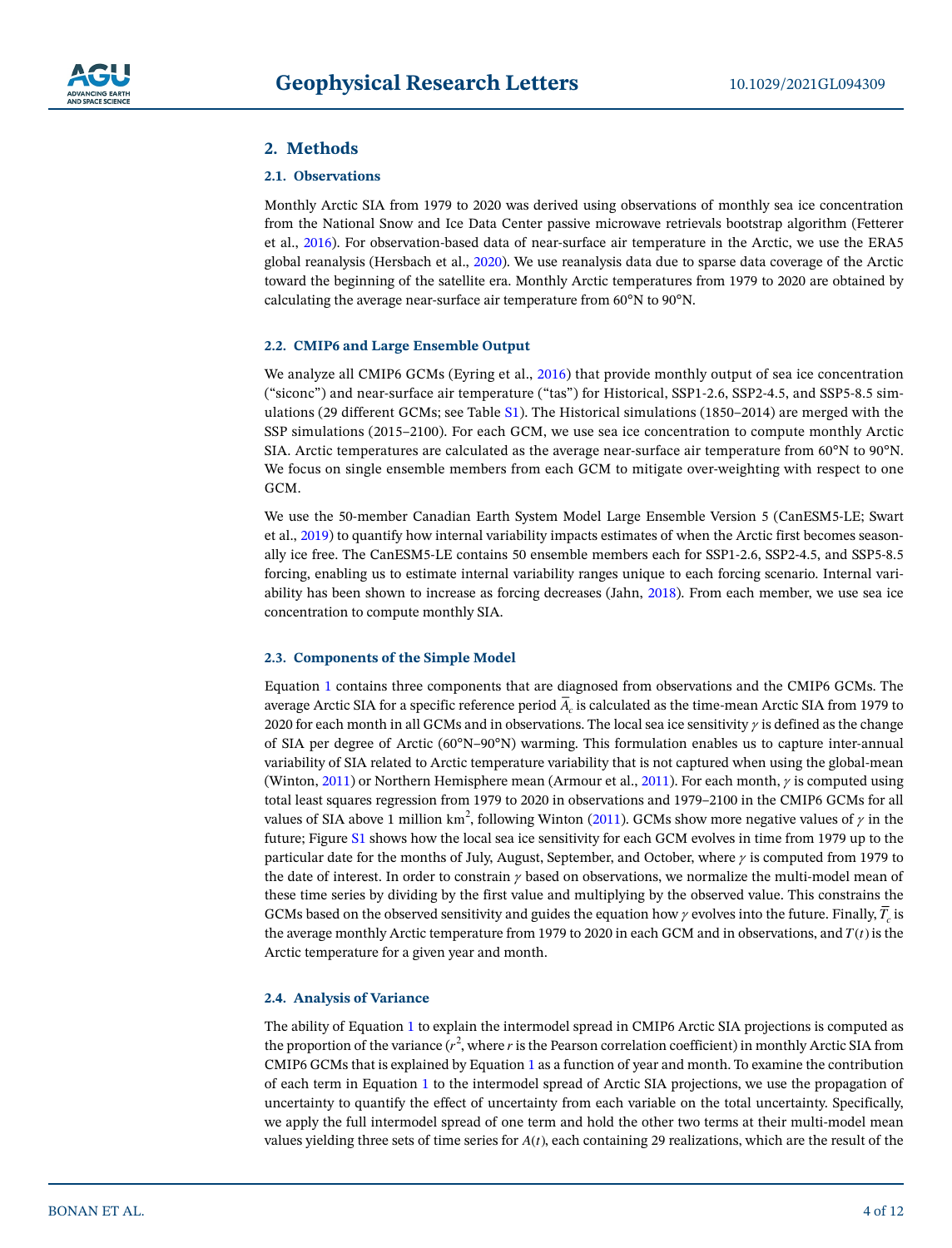## 2. Methods

### 2.1. Observations

Monthly Arctic SIA from 1979 to 2020 was derived using observations of monthly sea ice concentration from the National Snow and Ice Data Center passive microwave retrievals bootstrap algorithm (Fetterer et al., 2016). For observation-based data of near-surface air temperature in the Arctic, we use the ERA5 global reanalysis (Hersbach et al., 2020). We use reanalysis data due to sparse data coverage of the Arctic toward the beginning of the satellite era. Monthly Arctic temperatures from 1979 to 2020 are obtained by calculating the average near-surface air temperature from 60°N to 90°N.

### 2.2. CMIP6 and Large Ensemble Output

We analyze all CMIP6 GCMs (Eyring et al., 2016) that provide monthly output of sea ice concentration ("siconc") and near-surface air temperature ("tas") for Historical, SSP1-2.6, SSP2-4.5, and SSP5-8.5 simulations (29 different GCMs; see Table S1). The Historical simulations (1850–2014) are merged with the SSP simulations (2015–2100). For each GCM, we use sea ice concentration to compute monthly Arctic SIA. Arctic temperatures are calculated as the average near-surface air temperature from 60°N to 90°N. We focus on single ensemble members from each GCM to mitigate over-weighting with respect to one GCM.

We use the 50-member Canadian Earth System Model Large Ensemble Version 5 (CanESM5-LE; Swart et al., 2019) to quantify how internal variability impacts estimates of when the Arctic first becomes seasonally ice free. The CanESM5-LE contains 50 ensemble members each for SSP1-2.6, SSP2-4.5, and SSP5-8.5 forcing, enabling us to estimate internal variability ranges unique to each forcing scenario. Internal variability has been shown to increase as forcing decreases (Jahn, 2018). From each member, we use sea ice concentration to compute monthly SIA.

### 2.3. Components of the Simple Model

Equation 1 contains three components that are diagnosed from observations and the CMIP6 GCMs. The average Arctic SIA for a specific reference period $\overline{A}_c$ is calculated as the time-mean Arctic SIA from 1979 to 2020 for each month in all GCMs and in observations. The local sea ice sensitivity $\gamma$ is defined as the change of SIA per degree of Arctic (60°N–90°N) warming. This formulation enables us to capture inter-annual variability of SIA related to Arctic temperature variability that is not captured when using the global-mean (Winton, 2011) or Northern Hemisphere mean (Armour et al., 2011). For each month, $\gamma$ is computed using total least squares regression from 1979 to 2020 in observations and 1979–2100 in the CMIP6 GCMs for all values of SIA above 1 million $\text{km}^2$, following Winton (2011). GCMs show more negative values of $\gamma$ in the future; Figure S1 shows how the local sea ice sensitivity for each GCM evolves in time from 1979 up to the particular date for the months of July, August, September, and October, where $\gamma$ is computed from 1979 to the date of interest. In order to constrain $\gamma$ based on observations, we normalize the multi-model mean of these time series by dividing by the first value and multiplying by the observed value. This constrains the GCMs based on the observed sensitivity and guides the equation how $\gamma$ evolves into the future. Finally, $\overline{T}_c$ is the average monthly Arctic temperature from 1979 to 2020 in each GCM and in observations, and $T(t)$ is the Arctic temperature for a given year and month.

### 2.4. Analysis of Variance

The ability of Equation 1 to explain the intermodel spread in CMIP6 Arctic SIA projections is computed as the proportion of the variance ($r^2$, where $r$ is the Pearson correlation coefficient) in monthly Arctic SIA from CMIP6 GCMs that is explained by Equation 1 as a function of year and month. To examine the contribution of each term in Equation 1 to the intermodel spread of Arctic SIA projections, we use the propagation of uncertainty to quantify the effect of uncertainty from each variable on the total uncertainty. Specifically, we apply the full intermodel spread of one term and hold the other two terms at their multi-model mean values yielding three sets of time series for $A(t)$, each containing 29 realizations, which are the result of the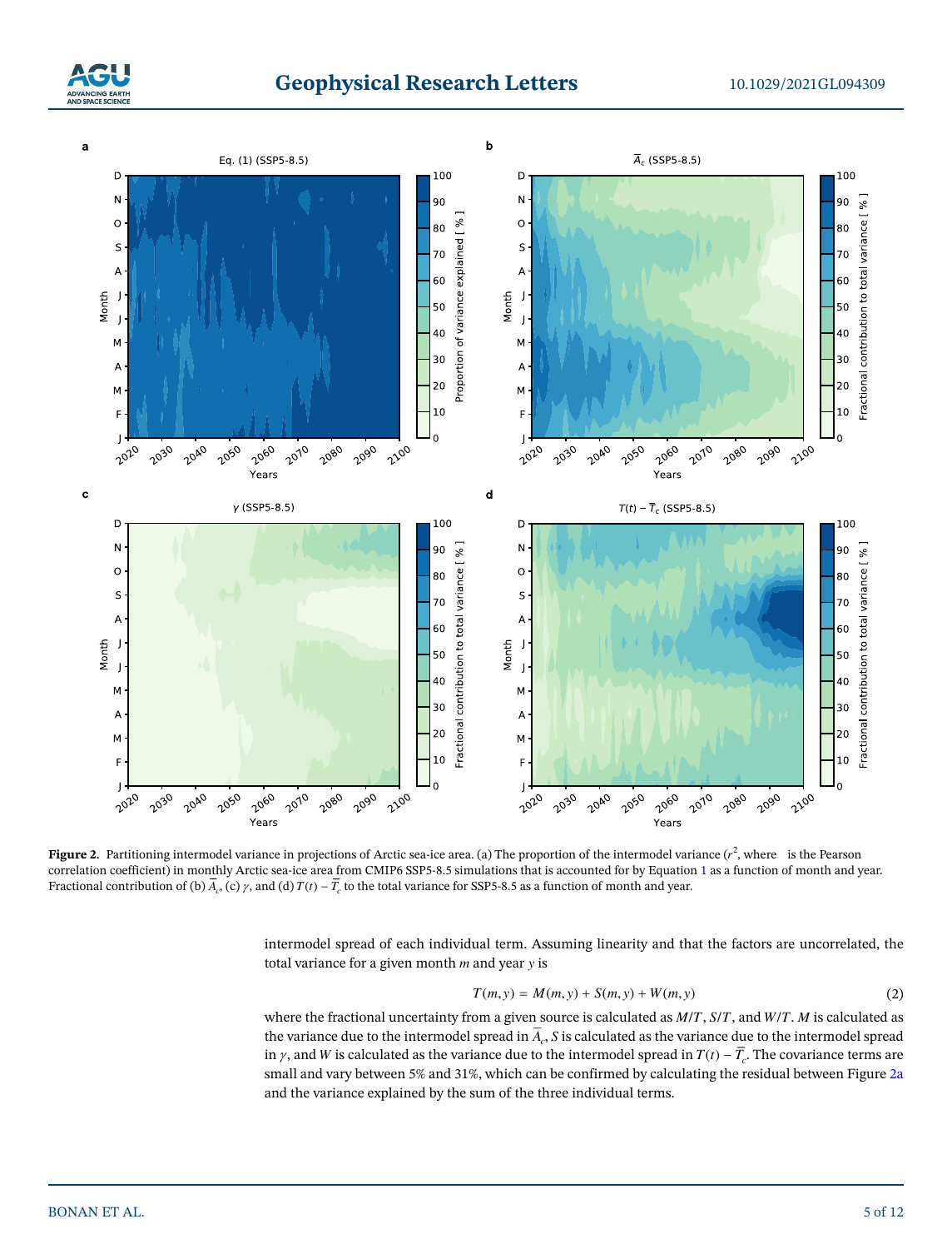**Figure 2.** Partitioning intermodel variance in projections of Arctic sea-ice area. (a) The proportion of the intermodel variance ($r^2$, where  is the Pearson correlation coefficient) in monthly Arctic sea-ice area from CMIP6 SSP5-8.5 simulations that is accounted for by Equation 1 as a function of month and year. Fractional contribution of (b) $\overline{A}_c$, (c) $\gamma$, and (d) $T(t) - \overline{T}_c$ to the total variance for SSP5-8.5 as a function of month and year.

intermodel spread of each individual term. Assuming linearity and that the factors are uncorrelated, the total variance for a given month $m$ and year $y$ is

$$T(m, y) = M(m, y) + S(m, y) + W(m, y) \tag{2}$$

where the fractional uncertainty from a given source is calculated as $M/T$, $S/T$, and $W/T$. $M$ is calculated as the variance due to the intermodel spread in $\overline{A}_c$, $S$ is calculated as the variance due to the intermodel spread in $\gamma$, and $W$ is calculated as the variance due to the intermodel spread in $T(t) - \overline{T}_c$. The covariance terms are small and vary between 5% and 31%, which can be confirmed by calculating the residual between Figure 2a and the variance explained by the sum of the three individual terms.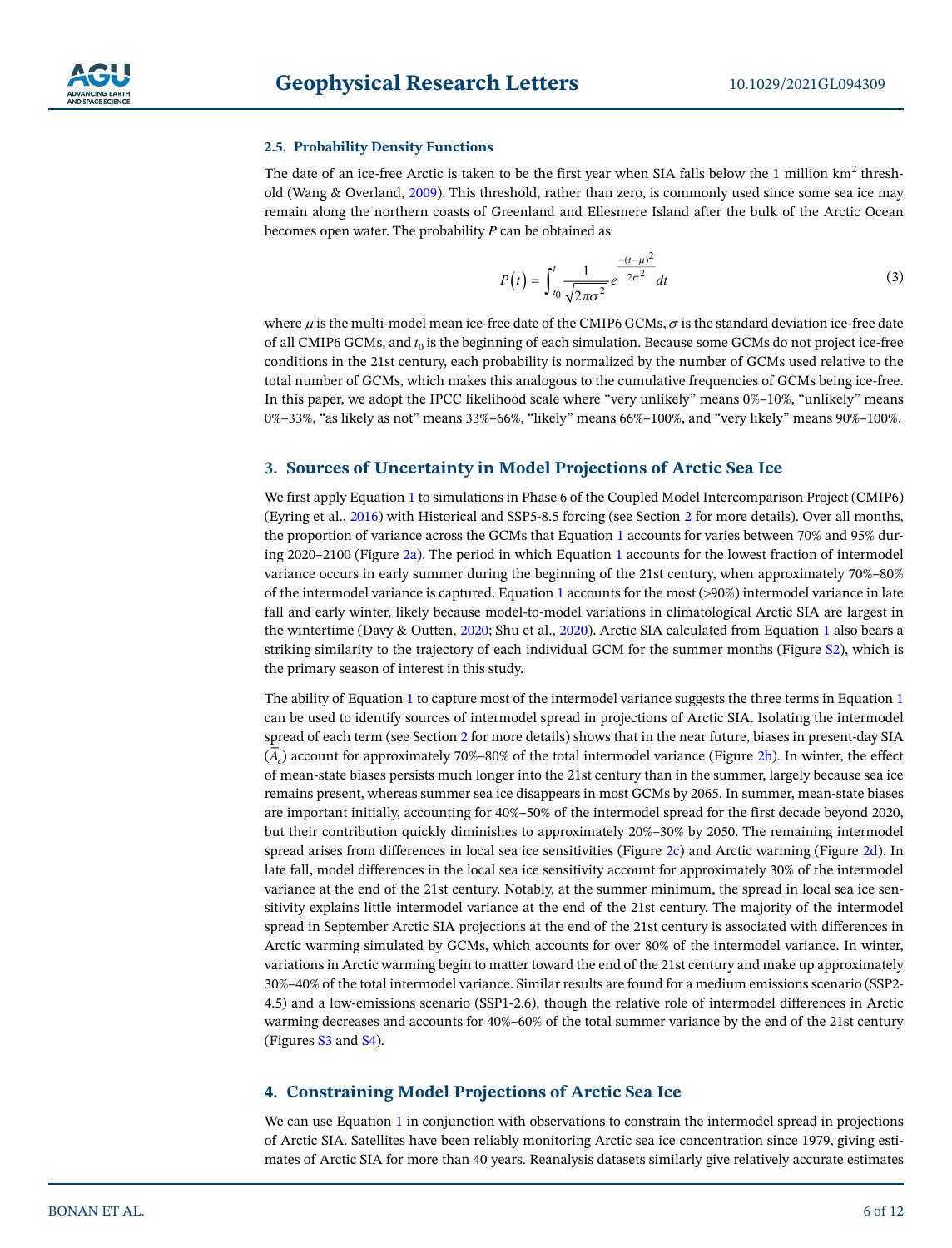### 2.5. Probability Density Functions

The date of an ice-free Arctic is taken to be the first year when SIA falls below the 1 million km$^2$ threshold (Wang & Overland, 2009). This threshold, rather than zero, is commonly used since some sea ice may remain along the northern coasts of Greenland and Ellesmere Island after the bulk of the Arctic Ocean becomes open water. The probability $P$ can be obtained as

$$P(t) = \int_{t_0}^{t} \frac{1}{\sqrt{2\pi\sigma^2}} e^{\frac{-(t-\mu)^2}{2\sigma^2}} dt \tag{3}$$

where $\mu$ is the multi-model mean ice-free date of the CMIP6 GCMs, $\sigma$ is the standard deviation ice-free date of all CMIP6 GCMs, and $t_0$ is the beginning of each simulation. Because some GCMs do not project ice-free conditions in the 21st century, each probability is normalized by the number of GCMs used relative to the total number of GCMs, which makes this analogous to the cumulative frequencies of GCMs being ice-free. In this paper, we adopt the IPCC likelihood scale where "very unlikely" means 0%–10%, "unlikely" means 0%–33%, "as likely as not" means 33%–66%, "likely" means 66%–100%, and "very likely" means 90%–100%.

## 3. Sources of Uncertainty in Model Projections of Arctic Sea Ice

We first apply Equation 1 to simulations in Phase 6 of the Coupled Model Intercomparison Project (CMIP6) (Eyring et al., 2016) with Historical and SSP5-8.5 forcing (see Section 2 for more details). Over all months, the proportion of variance across the GCMs that Equation 1 accounts for varies between 70% and 95% during 2020–2100 (Figure 2a). The period in which Equation 1 accounts for the lowest fraction of intermodel variance occurs in early summer during the beginning of the 21st century, when approximately 70%–80% of the intermodel variance is captured. Equation 1 accounts for the most (>90%) intermodel variance in late fall and early winter, likely because model-to-model variations in climatological Arctic SIA are largest in the wintertime (Davy & Outten, 2020; Shu et al., 2020). Arctic SIA calculated from Equation 1 also bears a striking similarity to the trajectory of each individual GCM for the summer months (Figure S2), which is the primary season of interest in this study.

The ability of Equation 1 to capture most of the intermodel variance suggests the three terms in Equation 1 can be used to identify sources of intermodel spread in projections of Arctic SIA. Isolating the intermodel spread of each term (see Section 2 for more details) shows that in the near future, biases in present-day SIA ($\overline{A}_c$) account for approximately 70%–80% of the total intermodel variance (Figure 2b). In winter, the effect of mean-state biases persists much longer into the 21st century than in the summer, largely because sea ice remains present, whereas summer sea ice disappears in most GCMs by 2065. In summer, mean-state biases are important initially, accounting for 40%–50% of the intermodel spread for the first decade beyond 2020, but their contribution quickly diminishes to approximately 20%–30% by 2050. The remaining intermodel spread arises from differences in local sea ice sensitivities (Figure 2c) and Arctic warming (Figure 2d). In late fall, model differences in the local sea ice sensitivity account for approximately 30% of the intermodel variance at the end of the 21st century. Notably, at the summer minimum, the spread in local sea ice sensitivity explains little intermodel variance at the end of the 21st century. The majority of the intermodel spread in September Arctic SIA projections at the end of the 21st century is associated with differences in Arctic warming simulated by GCMs, which accounts for over 80% of the intermodel variance. In winter, variations in Arctic warming begin to matter toward the end of the 21st century and make up approximately 30%–40% of the total intermodel variance. Similar results are found for a medium emissions scenario (SSP2-4.5) and a low-emissions scenario (SSP1-2.6), though the relative role of intermodel differences in Arctic warming decreases and accounts for 40%–60% of the total summer variance by the end of the 21st century (Figures S3 and S4).

## 4. Constraining Model Projections of Arctic Sea Ice

We can use Equation 1 in conjunction with observations to constrain the intermodel spread in projections of Arctic SIA. Satellites have been reliably monitoring Arctic sea ice concentration since 1979, giving estimates of Arctic SIA for more than 40 years. Reanalysis datasets similarly give relatively accurate estimates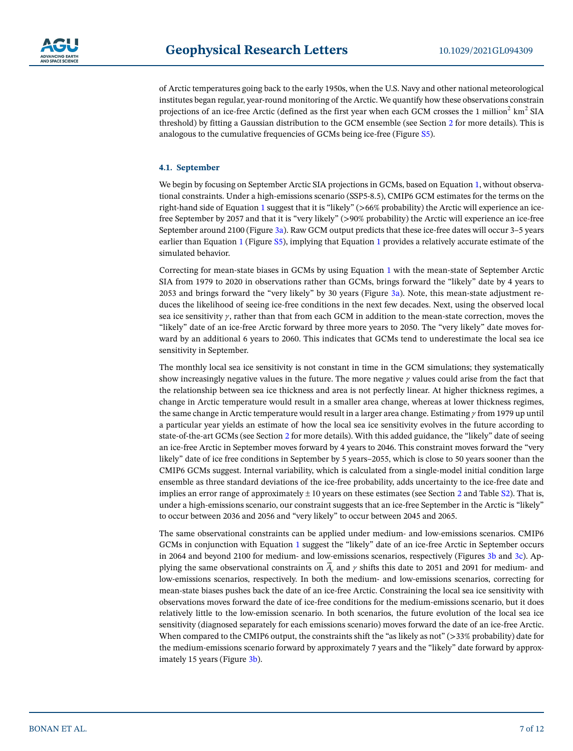of Arctic temperatures going back to the early 1950s, when the U.S. Navy and other national meteorological institutes began regular, year-round monitoring of the Arctic. We quantify how these observations constrain projections of an ice-free Arctic (defined as the first year when each GCM crosses the 1 million$^2$ km$^2$ SIA threshold) by fitting a Gaussian distribution to the GCM ensemble (see Section 2 for more details). This is analogous to the cumulative frequencies of GCMs being ice-free (Figure S5).

### 4.1. September

We begin by focusing on September Arctic SIA projections in GCMs, based on Equation 1, without observational constraints. Under a high-emissions scenario (SSP5-8.5), CMIP6 GCM estimates for the terms on the right-hand side of Equation 1 suggest that it is "likely" (>66% probability) the Arctic will experience an ice-free September by 2057 and that it is "very likely" (>90% probability) the Arctic will experience an ice-free September around 2100 (Figure 3a). Raw GCM output predicts that these ice-free dates will occur 3–5 years earlier than Equation 1 (Figure S5), implying that Equation 1 provides a relatively accurate estimate of the simulated behavior.

Correcting for mean-state biases in GCMs by using Equation 1 with the mean-state of September Arctic SIA from 1979 to 2020 in observations rather than GCMs, brings forward the "likely" date by 4 years to 2053 and brings forward the "very likely" by 30 years (Figure 3a). Note, this mean-state adjustment reduces the likelihood of seeing ice-free conditions in the next few decades. Next, using the observed local sea ice sensitivity $\gamma$, rather than that from each GCM in addition to the mean-state correction, moves the "likely" date of an ice-free Arctic forward by three more years to 2050. The "very likely" date moves forward by an additional 6 years to 2060. This indicates that GCMs tend to underestimate the local sea ice sensitivity in September.

The monthly local sea ice sensitivity is not constant in time in the GCM simulations; they systematically show increasingly negative values in the future. The more negative $\gamma$ values could arise from the fact that the relationship between sea ice thickness and area is not perfectly linear. At higher thickness regimes, a change in Arctic temperature would result in a smaller area change, whereas at lower thickness regimes, the same change in Arctic temperature would result in a larger area change. Estimating $\gamma$ from 1979 up until a particular year yields an estimate of how the local sea ice sensitivity evolves in the future according to state-of-the-art GCMs (see Section 2 for more details). With this added guidance, the "likely" date of seeing an ice-free Arctic in September moves forward by 4 years to 2046. This constraint moves forward the "very likely" date of ice free conditions in September by 5 years–2055, which is close to 50 years sooner than the CMIP6 GCMs suggest. Internal variability, which is calculated from a single-model initial condition large ensemble as three standard deviations of the ice-free probability, adds uncertainty to the ice-free date and implies an error range of approximately ± 10 years on these estimates (see Section 2 and Table S2). That is, under a high-emissions scenario, our constraint suggests that an ice-free September in the Arctic is "likely" to occur between 2036 and 2056 and "very likely" to occur between 2045 and 2065.

The same observational constraints can be applied under medium- and low-emissions scenarios. CMIP6 GCMs in conjunction with Equation 1 suggest the "likely" date of an ice-free Arctic in September occurs in 2064 and beyond 2100 for medium- and low-emissions scenarios, respectively (Figures 3b and 3c). Applying the same observational constraints on $\overline{A}_c$ and $\gamma$ shifts this date to 2051 and 2091 for medium- and low-emissions scenarios, respectively. In both the medium- and low-emissions scenarios, correcting for mean-state biases pushes back the date of an ice-free Arctic. Constraining the local sea ice sensitivity with observations moves forward the date of ice-free conditions for the medium-emissions scenario, but it does relatively little to the low-emission scenario. In both scenarios, the future evolution of the local sea ice sensitivity (diagnosed separately for each emissions scenario) moves forward the date of an ice-free Arctic. When compared to the CMIP6 output, the constraints shift the "as likely as not" (>33% probability) date for the medium-emissions scenario forward by approximately 7 years and the "likely" date forward by approximately 15 years (Figure 3b).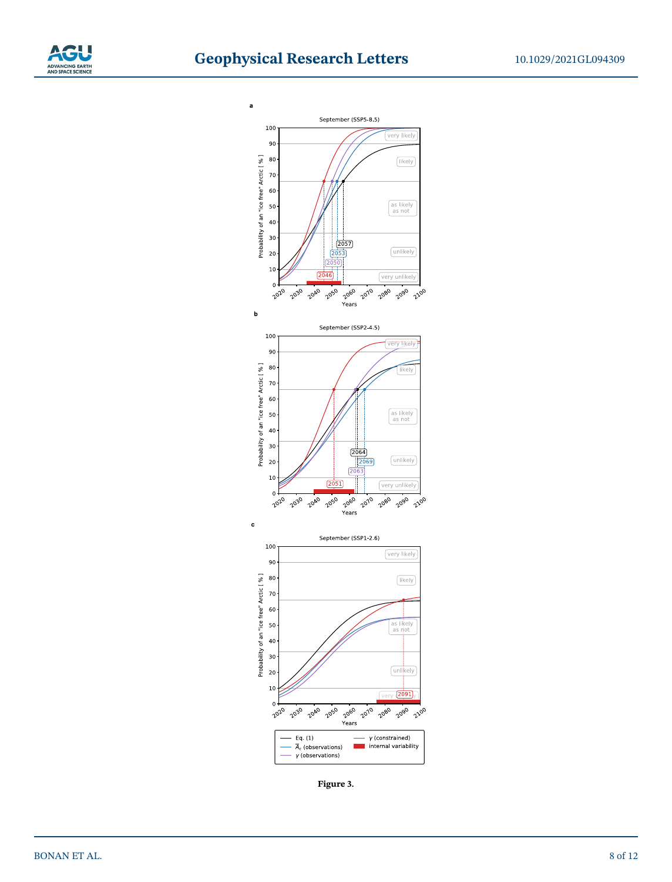**Figure 3.**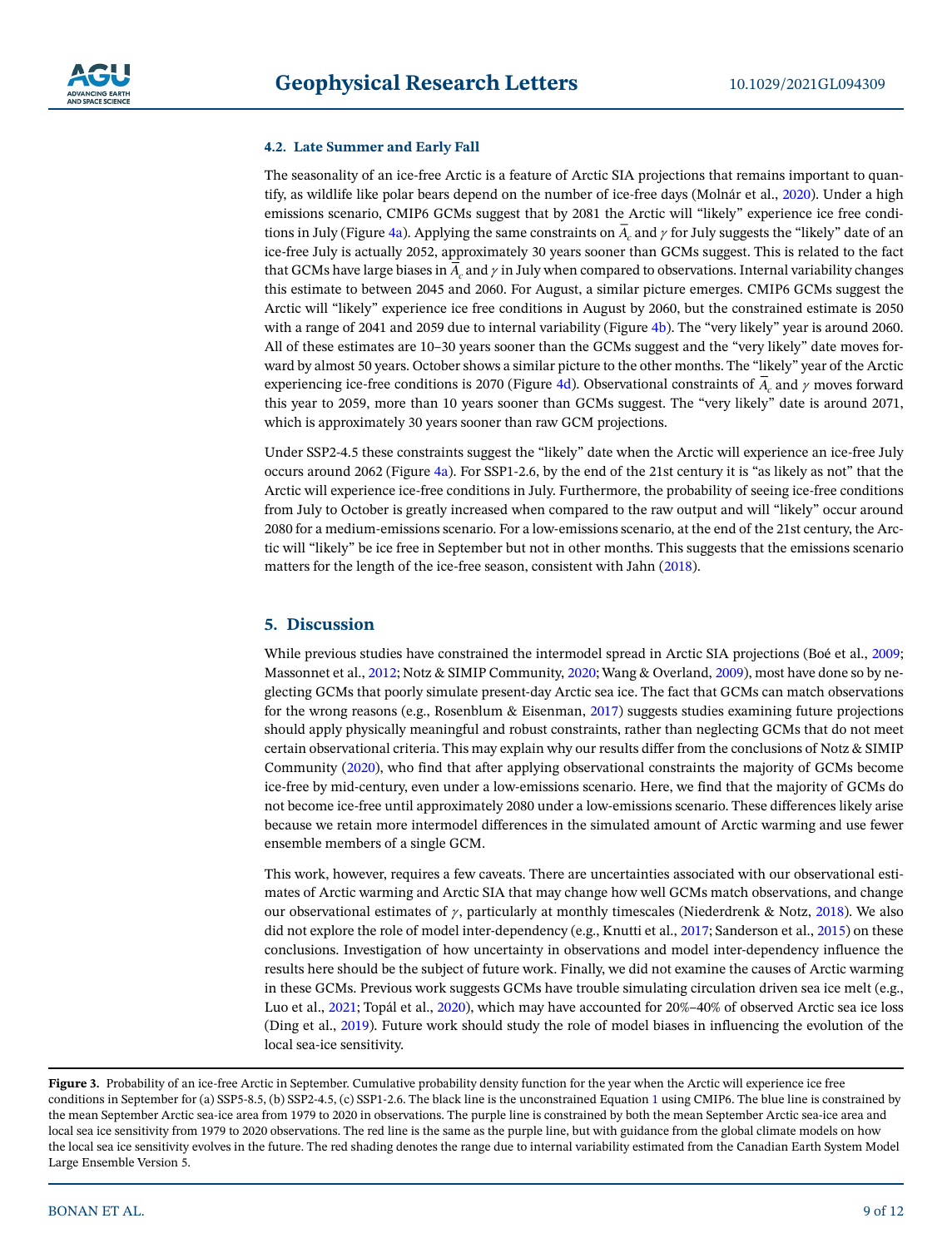### 4.2. Late Summer and Early Fall

The seasonality of an ice-free Arctic is a feature of Arctic SIA projections that remains important to quantify, as wildlife like polar bears depend on the number of ice-free days (Molnár et al., 2020). Under a high emissions scenario, CMIP6 GCMs suggest that by 2081 the Arctic will "likely" experience ice free conditions in July (Figure 4a). Applying the same constraints on $\overline{A}_c$ and $\gamma$ for July suggests the "likely" date of an ice-free July is actually 2052, approximately 30 years sooner than GCMs suggest. This is related to the fact that GCMs have large biases in $\overline{A}_c$ and $\gamma$ in July when compared to observations. Internal variability changes this estimate to between 2045 and 2060. For August, a similar picture emerges. CMIP6 GCMs suggest the Arctic will "likely" experience ice free conditions in August by 2060, but the constrained estimate is 2050 with a range of 2041 and 2059 due to internal variability (Figure 4b). The "very likely" year is around 2060. All of these estimates are 10–30 years sooner than the GCMs suggest and the "very likely" date moves forward by almost 50 years. October shows a similar picture to the other months. The "likely" year of the Arctic experiencing ice-free conditions is 2070 (Figure 4d). Observational constraints of $\overline{A}_c$ and $\gamma$ moves forward this year to 2059, more than 10 years sooner than GCMs suggest. The "very likely" date is around 2071, which is approximately 30 years sooner than raw GCM projections.

Under SSP2-4.5 these constraints suggest the "likely" date when the Arctic will experience an ice-free July occurs around 2062 (Figure 4a). For SSP1-2.6, by the end of the 21st century it is "as likely as not" that the Arctic will experience ice-free conditions in July. Furthermore, the probability of seeing ice-free conditions from July to October is greatly increased when compared to the raw output and will "likely" occur around 2080 for a medium-emissions scenario. For a low-emissions scenario, at the end of the 21st century, the Arctic will "likely" be ice free in September but not in other months. This suggests that the emissions scenario matters for the length of the ice-free season, consistent with Jahn (2018).

## 5. Discussion

While previous studies have constrained the intermodel spread in Arctic SIA projections (Boé et al., 2009; Massonnet et al., 2012; Notz & SIMIP Community, 2020; Wang & Overland, 2009), most have done so by neglecting GCMs that poorly simulate present-day Arctic sea ice. The fact that GCMs can match observations for the wrong reasons (e.g., Rosenblum & Eisenman, 2017) suggests studies examining future projections should apply physically meaningful and robust constraints, rather than neglecting GCMs that do not meet certain observational criteria. This may explain why our results differ from the conclusions of Notz & SIMIP Community (2020), who find that after applying observational constraints the majority of GCMs become ice-free by mid-century, even under a low-emissions scenario. Here, we find that the majority of GCMs do not become ice-free until approximately 2080 under a low-emissions scenario. These differences likely arise because we retain more intermodel differences in the simulated amount of Arctic warming and use fewer ensemble members of a single GCM.

This work, however, requires a few caveats. There are uncertainties associated with our observational estimates of Arctic warming and Arctic SIA that may change how well GCMs match observations, and change our observational estimates of $\gamma$, particularly at monthly timescales (Niederdrenk & Notz, 2018). We also did not explore the role of model inter-dependency (e.g., Knutti et al., 2017; Sanderson et al., 2015) on these conclusions. Investigation of how uncertainty in observations and model inter-dependency influence the results here should be the subject of future work. Finally, we did not examine the causes of Arctic warming in these GCMs. Previous work suggests GCMs have trouble simulating circulation driven sea ice melt (e.g., Luo et al., 2021; Topál et al., 2020), which may have accounted for 20%–40% of observed Arctic sea ice loss (Ding et al., 2019). Future work should study the role of model biases in influencing the evolution of the local sea-ice sensitivity.

**Figure 3.** Probability of an ice-free Arctic in September. Cumulative probability density function for the year when the Arctic will experience ice free conditions in September for (a) SSP5-8.5, (b) SSP2-4.5, (c) SSP1-2.6. The black line is the unconstrained Equation 1 using CMIP6. The blue line is constrained by the mean September Arctic sea-ice area from 1979 to 2020 in observations. The purple line is constrained by both the mean September Arctic sea-ice area and local sea ice sensitivity from 1979 to 2020 observations. The red line is the same as the purple line, but with guidance from the global climate models on how the local sea ice sensitivity evolves in the future. The red shading denotes the range due to internal variability estimated from the Canadian Earth System Model Large Ensemble Version 5.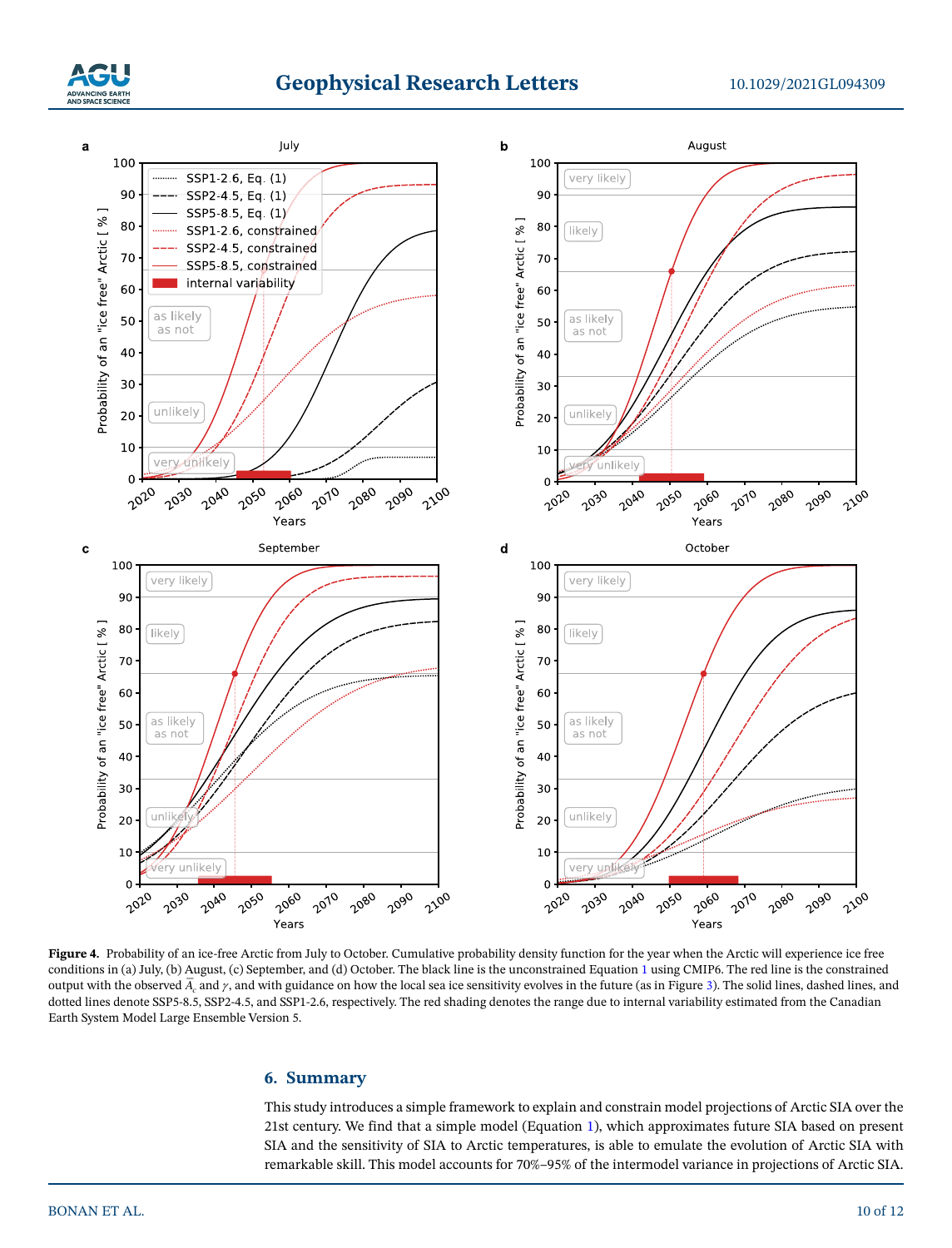**Figure 4.** Probability of an ice-free Arctic from July to October. Cumulative probability density function for the year when the Arctic will experience ice free conditions in (a) July, (b) August, (c) September, and (d) October. The black line is the unconstrained Equation 1 using CMIP6. The red line is the constrained output with the observed $\bar{A}_c$ and $\gamma$, and with guidance on how the local sea ice sensitivity evolves in the future (as in Figure 3). The solid lines, dashed lines, and dotted lines denote SSP5-8.5, SSP2-4.5, and SSP1-2.6, respectively. The red shading denotes the range due to internal variability estimated from the Canadian Earth System Model Large Ensemble Version 5.

## 6. Summary

This study introduces a simple framework to explain and constrain model projections of Arctic SIA over the 21st century. We find that a simple model (Equation 1), which approximates future SIA based on present SIA and the sensitivity of SIA to Arctic temperatures, is able to emulate the evolution of Arctic SIA with remarkable skill. This model accounts for 70%–95% of the intermodel variance in projections of Arctic SIA.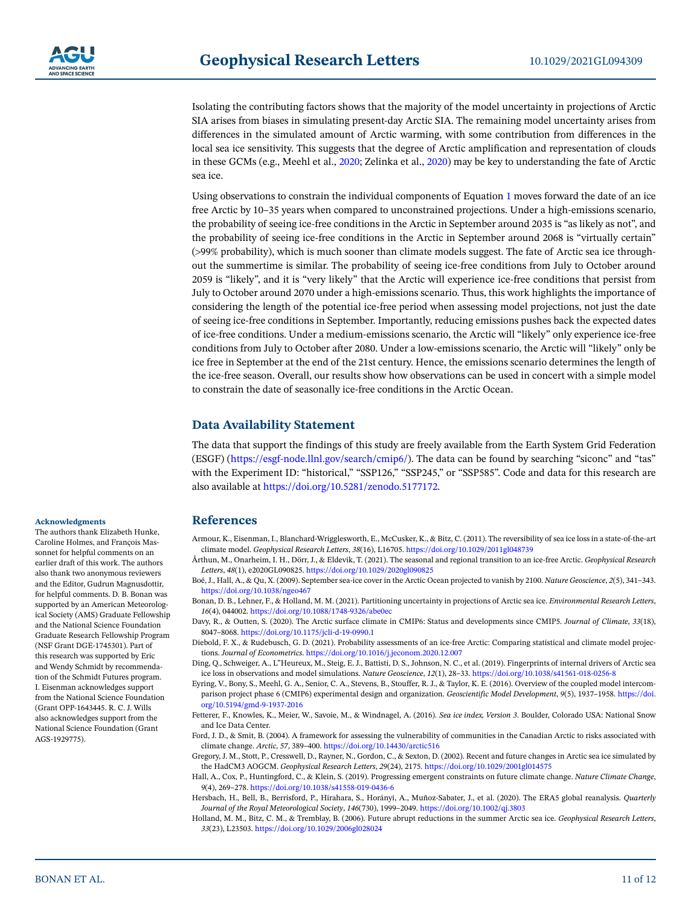Isolating the contributing factors shows that the majority of the model uncertainty in projections of Arctic SIA arises from biases in simulating present-day Arctic SIA. The remaining model uncertainty arises from differences in the simulated amount of Arctic warming, with some contribution from differences in the local sea ice sensitivity. This suggests that the degree of Arctic amplification and representation of clouds in these GCMs (e.g., Meehl et al., 2020; Zelinka et al., 2020) may be key to understanding the fate of Arctic sea ice.

Using observations to constrain the individual components of Equation 1 moves forward the date of an ice free Arctic by 10–35 years when compared to unconstrained projections. Under a high-emissions scenario, the probability of seeing ice-free conditions in the Arctic in September around 2035 is "as likely as not", and the probability of seeing ice-free conditions in the Arctic in September around 2068 is "virtually certain" (>99% probability), which is much sooner than climate models suggest. The fate of Arctic sea ice throughout the summertime is similar. The probability of seeing ice-free conditions from July to October around 2059 is "likely", and it is "very likely" that the Arctic will experience ice-free conditions that persist from July to October around 2070 under a high-emissions scenario. Thus, this work highlights the importance of considering the length of the potential ice-free period when assessing model projections, not just the date of seeing ice-free conditions in September. Importantly, reducing emissions pushes back the expected dates of ice-free conditions. Under a medium-emissions scenario, the Arctic will "likely" only experience ice-free conditions from July to October after 2080. Under a low-emissions scenario, the Arctic will "likely" only be ice free in September at the end of the 21st century. Hence, the emissions scenario determines the length of the ice-free season. Overall, our results show how observations can be used in concert with a simple model to constrain the date of seasonally ice-free conditions in the Arctic Ocean.

## Data Availability Statement

The data that support the findings of this study are freely available from the Earth System Grid Federation (ESGF) (https://esgf-node.llnl.gov/search/cmip6/). The data can be found by searching "siconc" and "tas" with the Experiment ID: "historical," "SSP126," "SSP245," or "SSP585". Code and data for this research are also available at https://doi.org/10.5281/zenodo.5177172.

### Acknowledgments

The authors thank Elizabeth Hunke, Caroline Holmes, and François Massonnet for helpful comments on an earlier draft of this work. The authors also thank two anonymous reviewers and the Editor, Gudrun Magnusdottir, for helpful comments. D. B. Bonan was supported by an American Meteorological Society (AMS) Graduate Fellowship and the National Science Foundation Graduate Research Fellowship Program (NSF Grant DGE-1745301). Part of this research was supported by Eric and Wendy Schmidt by recommendation of the Schmidt Futures program. I. Eisenman acknowledges support from the National Science Foundation (Grant OPP-1643445. R. C. J. Wills also acknowledges support from the National Science Foundation (Grant AGS-1929775).

## References

Armour, K., Eisenman, I., Blanchard-Wrigglesworth, E., McCusker, K., & Bitz, C. (2011). The reversibility of sea ice loss in a state-of-the-art climate model. *Geophysical Research Letters*, *38*(16), L16705. https://doi.org/10.1029/2011gl048739

Årthun, M., Onarheim, I. H., Dörr, J., & Eldevik, T. (2021). The seasonal and regional transition to an ice-free Arctic. *Geophysical Research Letters*, *48*(1), e2020GL090825. https://doi.org/10.1029/2020gl090825

Boé, J., Hall, A., & Qu, X. (2009). September sea-ice cover in the Arctic Ocean projected to vanish by 2100. *Nature Geoscience*, *2*(5), 341–343. https://doi.org/10.1038/ngeo467

Bonan, D. B., Lehner, F., & Holland, M. M. (2021). Partitioning uncertainty in projections of Arctic sea ice. *Environmental Research Letters*, *16*(4), 044002. https://doi.org/10.1088/1748-9326/abe0ec

Davy, R., & Outten, S. (2020). The Arctic surface climate in CMIP6: Status and developments since CMIP5. *Journal of Climate*, *33*(18), 8047–8068. https://doi.org/10.1175/jcli-d-19-0990.1

Diebold, F. X., & Rudebusch, G. D. (2021). Probability assessments of an ice-free Arctic: Comparing statistical and climate model projections. *Journal of Econometrics*. https://doi.org/10.1016/j.jeconom.2020.12.007

Ding, Q., Schweiger, A., L"Heureux, M., Steig, E. J., Battisti, D. S., Johnson, N. C., et al. (2019). Fingerprints of internal drivers of Arctic sea ice loss in observations and model simulations. *Nature Geoscience*, *12*(1), 28–33. https://doi.org/10.1038/s41561-018-0256-8

Eyring, V., Bony, S., Meehl, G. A., Senior, C. A., Stevens, B., Stouffer, R. J., & Taylor, K. E. (2016). Overview of the coupled model intercomparison project phase 6 (CMIP6) experimental design and organization. *Geoscientific Model Development*, *9*(5), 1937–1958. https://doi.org/10.5194/gmd-9-1937-2016

Fetterer, F., Knowles, K., Meier, W., Savoie, M., & Windnagel, A. (2016). *Sea ice index, Version 3*. Boulder, Colorado USA: National Snow and Ice Data Center.

Ford, J. D., & Smit, B. (2004). A framework for assessing the vulnerability of communities in the Canadian Arctic to risks associated with climate change. *Arctic*, *57*, 389–400. https://doi.org/10.14430/arctic516

Gregory, J. M., Stott, P., Cresswell, D., Rayner, N., Gordon, C., & Sexton, D. (2002). Recent and future changes in Arctic sea ice simulated by the HadCM3 AOGCM. *Geophysical Research Letters*, *29*(24), 2175. https://doi.org/10.1029/2001gl014575

Hall, A., Cox, P., Huntingford, C., & Klein, S. (2019). Progressing emergent constraints on future climate change. *Nature Climate Change*, *9*(4), 269–278. https://doi.org/10.1038/s41558-019-0436-6

Hersbach, H., Bell, B., Berrisford, P., Hirahara, S., Horányi, A., Muñoz-Sabater, J., et al. (2020). The ERA5 global reanalysis. *Quarterly Journal of the Royal Meteorological Society*, *146*(730), 1999–2049. https://doi.org/10.1002/qj.3803

Holland, M. M., Bitz, C. M., & Tremblay, B. (2006). Future abrupt reductions in the summer Arctic sea ice. *Geophysical Research Letters*, *33*(23), L23503. https://doi.org/10.1029/2006gl028024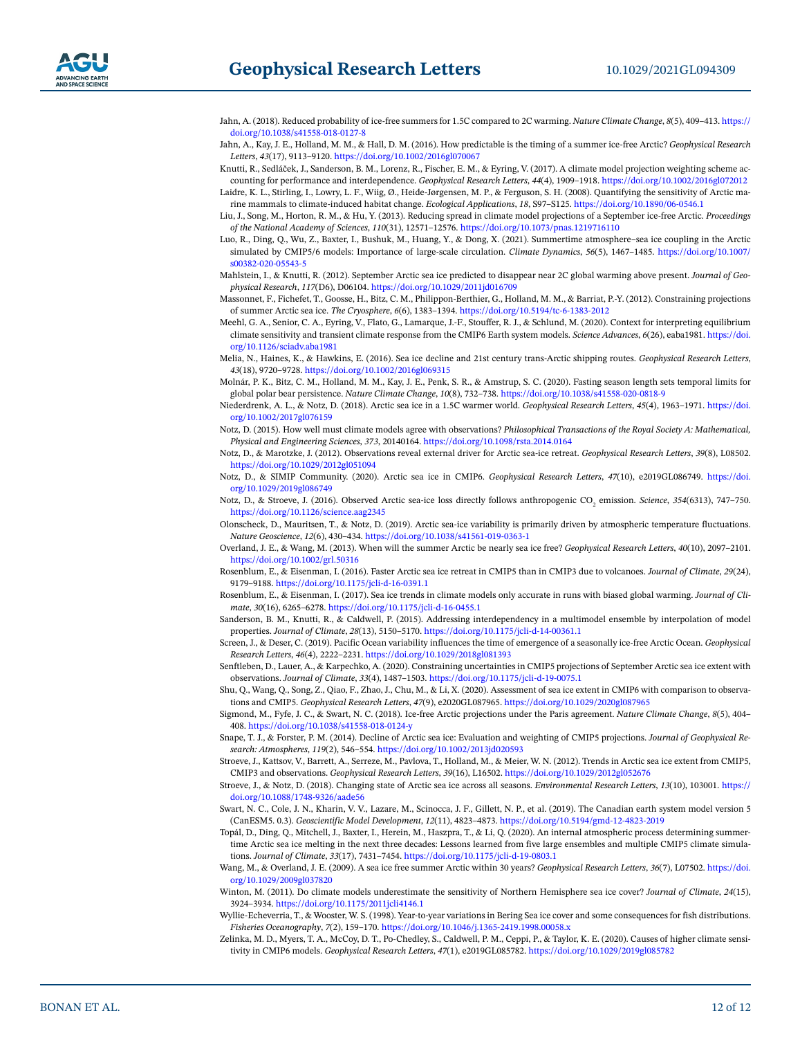Jahn, A. (2018). Reduced probability of ice-free summers for 1.5C compared to 2C warming. *Nature Climate Change*, *8*(5), 409–413. https://doi.org/10.1038/s41558-018-0127-8

Jahn, A., Kay, J. E., Holland, M. M., & Hall, D. M. (2016). How predictable is the timing of a summer ice-free Arctic? *Geophysical Research Letters*, *43*(17), 9113–9120. https://doi.org/10.1002/2016gl070067

Knutti, R., Sedláček, J., Sanderson, B. M., Lorenz, R., Fischer, E. M., & Eyring, V. (2017). A climate model projection weighting scheme accounting for performance and interdependence. *Geophysical Research Letters*, *44*(4), 1909–1918. https://doi.org/10.1002/2016gl072012

Laidre, K. L., Stirling, I., Lowry, L. F., Wiig, Ø., Heide-Jørgensen, M. P., & Ferguson, S. H. (2008). Quantifying the sensitivity of Arctic marine mammals to climate-induced habitat change. *Ecological Applications*, *18*, S97–S125. https://doi.org/10.1890/06-0546.1

Liu, J., Song, M., Horton, R. M., & Hu, Y. (2013). Reducing spread in climate model projections of a September ice-free Arctic. *Proceedings of the National Academy of Sciences*, *110*(31), 12571–12576. https://doi.org/10.1073/pnas.1219716110

Luo, R., Ding, Q., Wu, Z., Baxter, I., Bushuk, M., Huang, Y., & Dong, X. (2021). Summertime atmosphere–sea ice coupling in the Arctic simulated by CMIP5/6 models: Importance of large-scale circulation. *Climate Dynamics*, *56*(5), 1467–1485. https://doi.org/10.1007/s00382-020-05543-5

Mahlstein, I., & Knutti, R. (2012). September Arctic sea ice predicted to disappear near 2C global warming above present. *Journal of Geophysical Research*, *117*(D6), D06104. https://doi.org/10.1029/2011jd016709

Massonnet, F., Fichefet, T., Goosse, H., Bitz, C. M., Philippon-Berthier, G., Holland, M. M., & Barriat, P.-Y. (2012). Constraining projections of summer Arctic sea ice. *The Cryosphere*, *6*(6), 1383–1394. https://doi.org/10.5194/tc-6-1383-2012

Meehl, G. A., Senior, C. A., Eyring, V., Flato, G., Lamarque, J.-F., Stouffer, R. J., & Schlund, M. (2020). Context for interpreting equilibrium climate sensitivity and transient climate response from the CMIP6 Earth system models. *Science Advances*, *6*(26), eaba1981. https://doi.org/10.1126/sciadv.aba1981

Melia, N., Haines, K., & Hawkins, E. (2016). Sea ice decline and 21st century trans-Arctic shipping routes. *Geophysical Research Letters*, *43*(18), 9720–9728. https://doi.org/10.1002/2016gl069315

Molnár, P. K., Bitz, C. M., Holland, M. M., Kay, J. E., Penk, S. R., & Amstrup, S. C. (2020). Fasting season length sets temporal limits for global polar bear persistence. *Nature Climate Change*, *10*(8), 732–738. https://doi.org/10.1038/s41558-020-0818-9

Niederdrenk, A. L., & Notz, D. (2018). Arctic sea ice in a 1.5C warmer world. *Geophysical Research Letters*, *45*(4), 1963–1971. https://doi.org/10.1002/2017gl076159

Notz, D. (2015). How well must climate models agree with observations? *Philosophical Transactions of the Royal Society A: Mathematical, Physical and Engineering Sciences*, *373*, 20140164. https://doi.org/10.1098/rsta.2014.0164

Notz, D., & Marotzke, J. (2012). Observations reveal external driver for Arctic sea-ice retreat. *Geophysical Research Letters*, *39*(8), L08502. https://doi.org/10.1029/2012gl051094

Notz, D., & SIMIP Community. (2020). Arctic sea ice in CMIP6. *Geophysical Research Letters*, *47*(10), e2019GL086749. https://doi.org/10.1029/2019gl086749

Notz, D., & Stroeve, J. (2016). Observed Arctic sea-ice loss directly follows anthropogenic $CO_2$ emission. *Science*, *354*(6313), 747–750. https://doi.org/10.1126/science.aag2345

Olonscheck, D., Mauritsen, T., & Notz, D. (2019). Arctic sea-ice variability is primarily driven by atmospheric temperature fluctuations. *Nature Geoscience*, *12*(6), 430–434. https://doi.org/10.1038/s41561-019-0363-1

Overland, J. E., & Wang, M. (2013). When will the summer Arctic be nearly sea ice free? *Geophysical Research Letters*, *40*(10), 2097–2101. https://doi.org/10.1002/grl.50316

Rosenblum, E., & Eisenman, I. (2016). Faster Arctic sea ice retreat in CMIP5 than in CMIP3 due to volcanoes. *Journal of Climate*, *29*(24), 9179–9188. https://doi.org/10.1175/jcli-d-16-0391.1

Rosenblum, E., & Eisenman, I. (2017). Sea ice trends in climate models only accurate in runs with biased global warming. *Journal of Climate*, *30*(16), 6265–6278. https://doi.org/10.1175/jcli-d-16-0455.1

Sanderson, B. M., Knutti, R., & Caldwell, P. (2015). Addressing interdependency in a multimodel ensemble by interpolation of model properties. *Journal of Climate*, *28*(13), 5150–5170. https://doi.org/10.1175/jcli-d-14-00361.1

Screen, J., & Deser, C. (2019). Pacific Ocean variability influences the time of emergence of a seasonally ice-free Arctic Ocean. *Geophysical Research Letters*, *46*(4), 2222–2231. https://doi.org/10.1029/2018gl081393

Senftleben, D., Lauer, A., & Karpechko, A. (2020). Constraining uncertainties in CMIP5 projections of September Arctic sea ice extent with observations. *Journal of Climate*, *33*(4), 1487–1503. https://doi.org/10.1175/jcli-d-19-0075.1

Shu, Q., Wang, Q., Song, Z., Qiao, F., Zhao, J., Chu, M., & Li, X. (2020). Assessment of sea ice extent in CMIP6 with comparison to observations and CMIP5. *Geophysical Research Letters*, *47*(9), e2020GL087965. https://doi.org/10.1029/2020gl087965

Sigmond, M., Fyfe, J. C., & Swart, N. C. (2018). Ice-free Arctic projections under the Paris agreement. *Nature Climate Change*, *8*(5), 404–408. https://doi.org/10.1038/s41558-018-0124-y

Snape, T. J., & Forster, P. M. (2014). Decline of Arctic sea ice: Evaluation and weighting of CMIP5 projections. *Journal of Geophysical Research: Atmospheres*, *119*(2), 546–554. https://doi.org/10.1002/2013jd020593

Stroeve, J., Kattsov, V., Barrett, A., Serreze, M., Pavlova, T., Holland, M., & Meier, W. N. (2012). Trends in Arctic sea ice extent from CMIP5, CMIP3 and observations. *Geophysical Research Letters*, *39*(16), L16502. https://doi.org/10.1029/2012gl052676

Stroeve, J., & Notz, D. (2018). Changing state of Arctic sea ice across all seasons. *Environmental Research Letters*, *13*(10), 103001. https://doi.org/10.1088/1748-9326/aade56

Swart, N. C., Cole, J. N., Kharin, V. V., Lazare, M., Scinocca, J. F., Gillett, N. P., et al. (2019). The Canadian earth system model version 5 (CanESM5. 0.3). *Geoscientific Model Development*, *12*(11), 4823–4873. https://doi.org/10.5194/gmd-12-4823-2019

Topál, D., Ding, Q., Mitchell, J., Baxter, I., Herein, M., Haszpra, T., & Li, Q. (2020). An internal atmospheric process determining summertime Arctic sea ice melting in the next three decades: Lessons learned from five large ensembles and multiple CMIP5 climate simulations. *Journal of Climate*, *33*(17), 7431–7454. https://doi.org/10.1175/jcli-d-19-0803.1

Wang, M., & Overland, J. E. (2009). A sea ice free summer Arctic within 30 years? *Geophysical Research Letters*, *36*(7), L07502. https://doi.org/10.1029/2009gl037820

Winton, M. (2011). Do climate models underestimate the sensitivity of Northern Hemisphere sea ice cover? *Journal of Climate*, *24*(15), 3924–3934. https://doi.org/10.1175/2011jcli4146.1

Wyllie-Echeverria, T., & Wooster, W. S. (1998). Year-to-year variations in Bering Sea ice cover and some consequences for fish distributions. *Fisheries Oceanography*, *7*(2), 159–170. https://doi.org/10.1046/j.1365-2419.1998.00058.x

Zelinka, M. D., Myers, T. A., McCoy, D. T., Po-Chedley, S., Caldwell, P. M., Ceppi, P., & Taylor, K. E. (2020). Causes of higher climate sensitivity in CMIP6 models. *Geophysical Research Letters*, *47*(1), e2019GL085782. https://doi.org/10.1029/2019gl085782